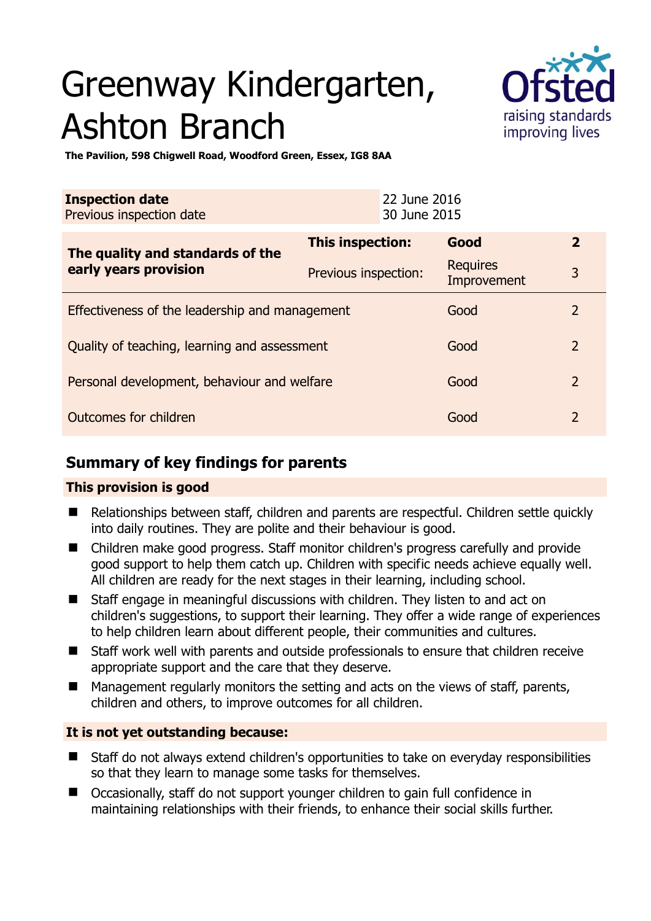# Greenway Kindergarten, Ashton Branch

**The Pavilion, 598 Chigwell Road, Woodford Green, Essex, IG8 8AA**

| **Inspection date** | 22 June 2016 |
|---|---|
| Previous inspection date | 30 June 2015 |

| **The quality and standards of the early years provision** | **This inspection:** | **Good** | **2** |
|---|---|---|---|
| | Previous inspection: | Requires Improvement | 3 |
| Effectiveness of the leadership and management | | Good | 2 |
| Quality of teaching, learning and assessment | | Good | 2 |
| Personal development, behaviour and welfare | | Good | 2 |
| Outcomes for children | | Good | 2 |

## Summary of key findings for parents

### This provision is good

- Relationships between staff, children and parents are respectful. Children settle quickly into daily routines. They are polite and their behaviour is good.
- Children make good progress. Staff monitor children's progress carefully and provide good support to help them catch up. Children with specific needs achieve equally well. All children are ready for the next stages in their learning, including school.
- Staff engage in meaningful discussions with children. They listen to and act on children's suggestions, to support their learning. They offer a wide range of experiences to help children learn about different people, their communities and cultures.
- Staff work well with parents and outside professionals to ensure that children receive appropriate support and the care that they deserve.
- Management regularly monitors the setting and acts on the views of staff, parents, children and others, to improve outcomes for all children.

### It is not yet outstanding because:

- Staff do not always extend children's opportunities to take on everyday responsibilities so that they learn to manage some tasks for themselves.
- Occasionally, staff do not support younger children to gain full confidence in maintaining relationships with their friends, to enhance their social skills further.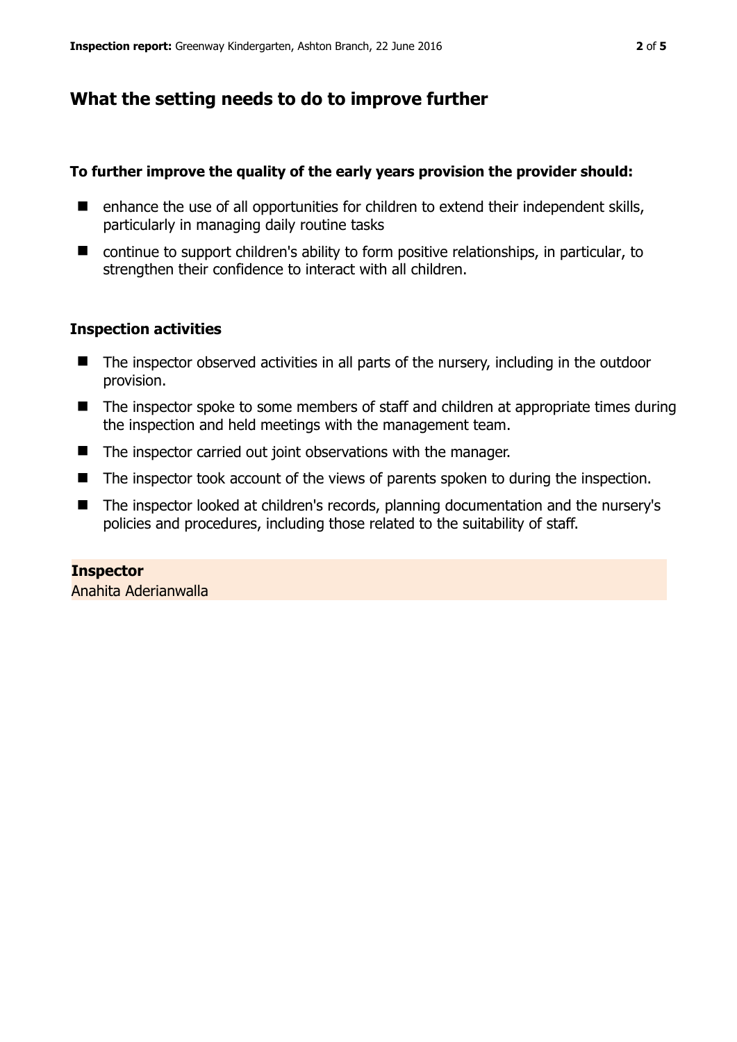## What the setting needs to do to improve further

**To further improve the quality of the early years provision the provider should:**

- enhance the use of all opportunities for children to extend their independent skills, particularly in managing daily routine tasks
- continue to support children's ability to form positive relationships, in particular, to strengthen their confidence to interact with all children.

### Inspection activities

- The inspector observed activities in all parts of the nursery, including in the outdoor provision.
- The inspector spoke to some members of staff and children at appropriate times during the inspection and held meetings with the management team.
- The inspector carried out joint observations with the manager.
- The inspector took account of the views of parents spoken to during the inspection.
- The inspector looked at children's records, planning documentation and the nursery's policies and procedures, including those related to the suitability of staff.

**Inspector**
Anahita Aderianwalla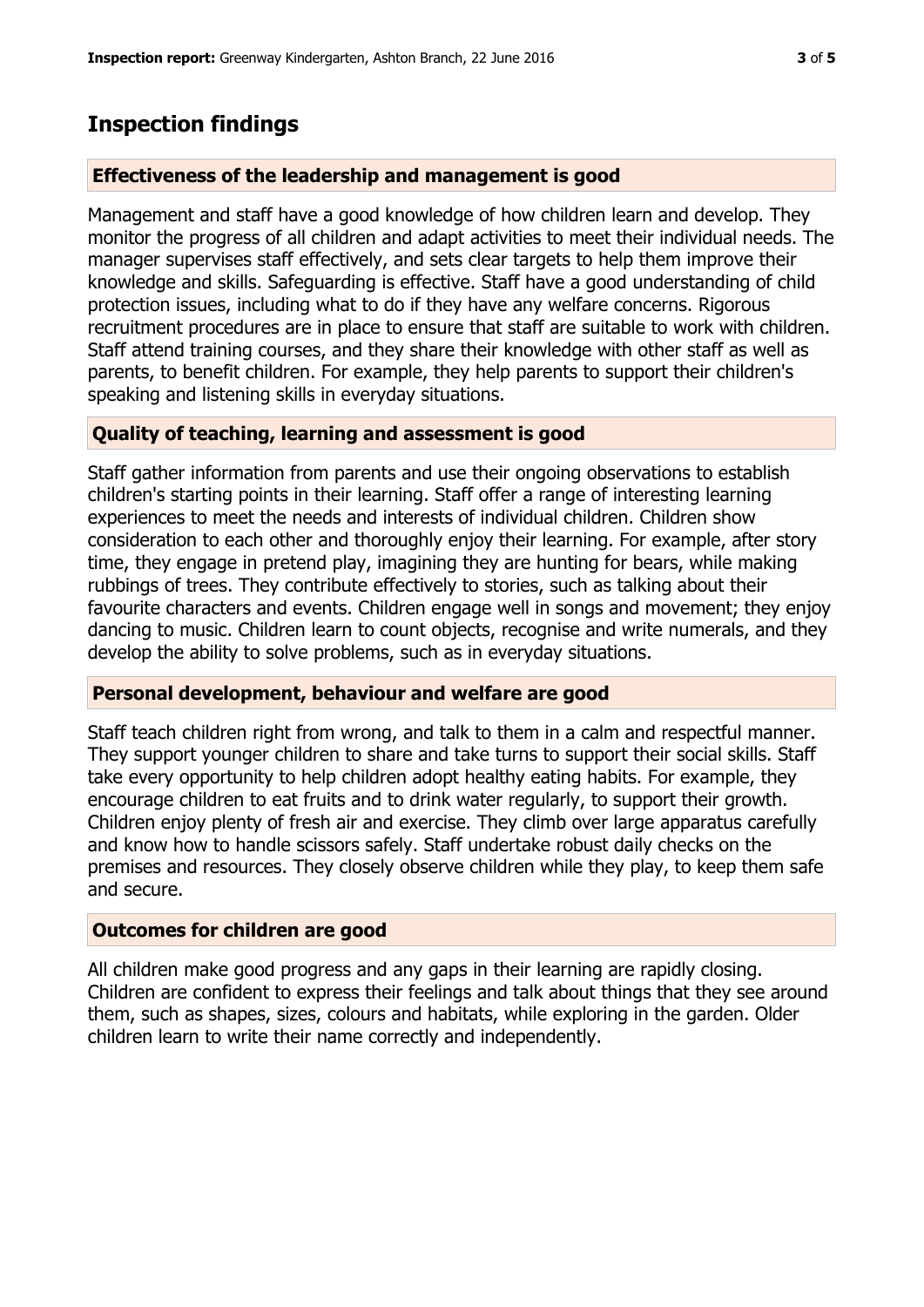## Inspection findings

### Effectiveness of the leadership and management is good

Management and staff have a good knowledge of how children learn and develop. They monitor the progress of all children and adapt activities to meet their individual needs. The manager supervises staff effectively, and sets clear targets to help them improve their knowledge and skills. Safeguarding is effective. Staff have a good understanding of child protection issues, including what to do if they have any welfare concerns. Rigorous recruitment procedures are in place to ensure that staff are suitable to work with children. Staff attend training courses, and they share their knowledge with other staff as well as parents, to benefit children. For example, they help parents to support their children's speaking and listening skills in everyday situations.

### Quality of teaching, learning and assessment is good

Staff gather information from parents and use their ongoing observations to establish children's starting points in their learning. Staff offer a range of interesting learning experiences to meet the needs and interests of individual children. Children show consideration to each other and thoroughly enjoy their learning. For example, after story time, they engage in pretend play, imagining they are hunting for bears, while making rubbings of trees. They contribute effectively to stories, such as talking about their favourite characters and events. Children engage well in songs and movement; they enjoy dancing to music. Children learn to count objects, recognise and write numerals, and they develop the ability to solve problems, such as in everyday situations.

### Personal development, behaviour and welfare are good

Staff teach children right from wrong, and talk to them in a calm and respectful manner. They support younger children to share and take turns to support their social skills. Staff take every opportunity to help children adopt healthy eating habits. For example, they encourage children to eat fruits and to drink water regularly, to support their growth. Children enjoy plenty of fresh air and exercise. They climb over large apparatus carefully and know how to handle scissors safely. Staff undertake robust daily checks on the premises and resources. They closely observe children while they play, to keep them safe and secure.

### Outcomes for children are good

All children make good progress and any gaps in their learning are rapidly closing. Children are confident to express their feelings and talk about things that they see around them, such as shapes, sizes, colours and habitats, while exploring in the garden. Older children learn to write their name correctly and independently.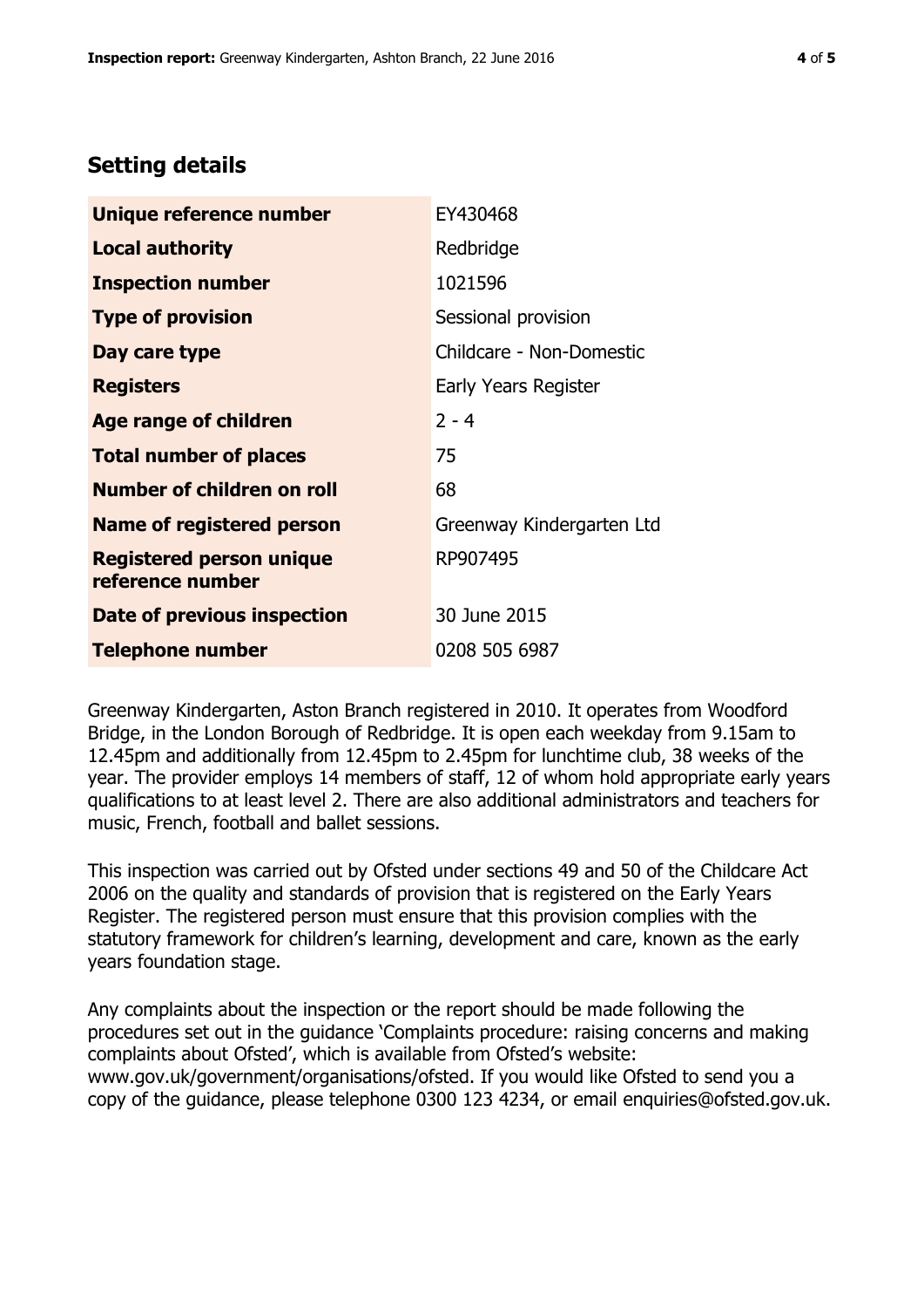## Setting details

| | |
|---|---|
| **Unique reference number** | EY430468 |
| **Local authority** | Redbridge |
| **Inspection number** | 1021596 |
| **Type of provision** | Sessional provision |
| **Day care type** | Childcare - Non-Domestic |
| **Registers** | Early Years Register |
| **Age range of children** | 2 - 4 |
| **Total number of places** | 75 |
| **Number of children on roll** | 68 |
| **Name of registered person** | Greenway Kindergarten Ltd |
| **Registered person unique reference number** | RP907495 |
| **Date of previous inspection** | 30 June 2015 |
| **Telephone number** | 0208 505 6987 |

Greenway Kindergarten, Aston Branch registered in 2010. It operates from Woodford Bridge, in the London Borough of Redbridge. It is open each weekday from 9.15am to 12.45pm and additionally from 12.45pm to 2.45pm for lunchtime club, 38 weeks of the year. The provider employs 14 members of staff, 12 of whom hold appropriate early years qualifications to at least level 2. There are also additional administrators and teachers for music, French, football and ballet sessions.

This inspection was carried out by Ofsted under sections 49 and 50 of the Childcare Act 2006 on the quality and standards of provision that is registered on the Early Years Register. The registered person must ensure that this provision complies with the statutory framework for children's learning, development and care, known as the early years foundation stage.

Any complaints about the inspection or the report should be made following the procedures set out in the guidance 'Complaints procedure: raising concerns and making complaints about Ofsted', which is available from Ofsted's website: www.gov.uk/government/organisations/ofsted. If you would like Ofsted to send you a copy of the guidance, please telephone 0300 123 4234, or email enquiries@ofsted.gov.uk.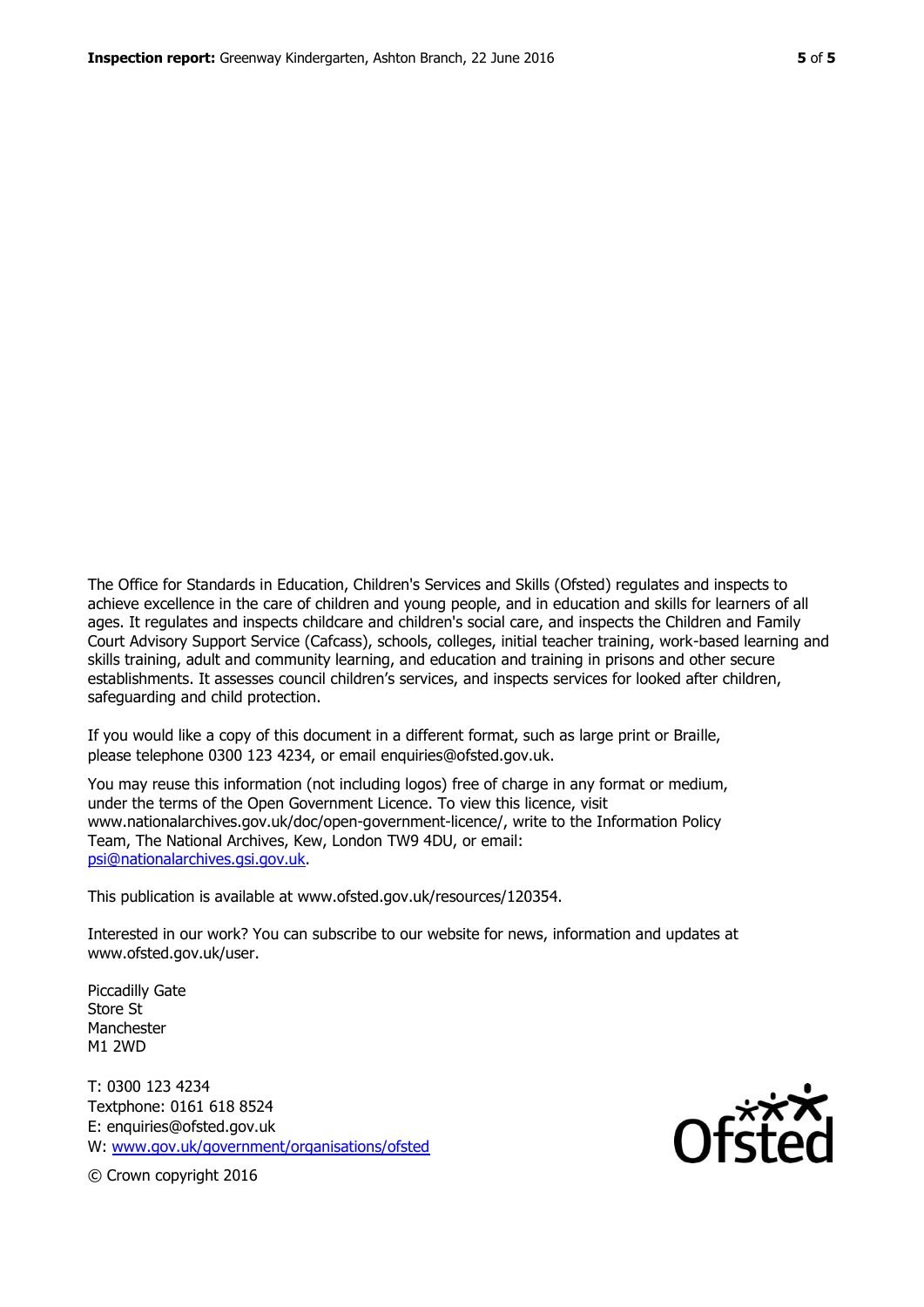The Office for Standards in Education, Children's Services and Skills (Ofsted) regulates and inspects to achieve excellence in the care of children and young people, and in education and skills for learners of all ages. It regulates and inspects childcare and children's social care, and inspects the Children and Family Court Advisory Support Service (Cafcass), schools, colleges, initial teacher training, work-based learning and skills training, adult and community learning, and education and training in prisons and other secure establishments. It assesses council children's services, and inspects services for looked after children, safeguarding and child protection.

If you would like a copy of this document in a different format, such as large print or Braille, please telephone 0300 123 4234, or email enquiries@ofsted.gov.uk.

You may reuse this information (not including logos) free of charge in any format or medium, under the terms of the Open Government Licence. To view this licence, visit www.nationalarchives.gov.uk/doc/open-government-licence/, write to the Information Policy Team, The National Archives, Kew, London TW9 4DU, or email: psi@nationalarchives.gsi.gov.uk.

This publication is available at www.ofsted.gov.uk/resources/120354.

Interested in our work? You can subscribe to our website for news, information and updates at www.ofsted.gov.uk/user.

Piccadilly Gate
Store St
Manchester
M1 2WD

T: 0300 123 4234
Textphone: 0161 618 8524
E: enquiries@ofsted.gov.uk
W: www.gov.uk/government/organisations/ofsted

© Crown copyright 2016